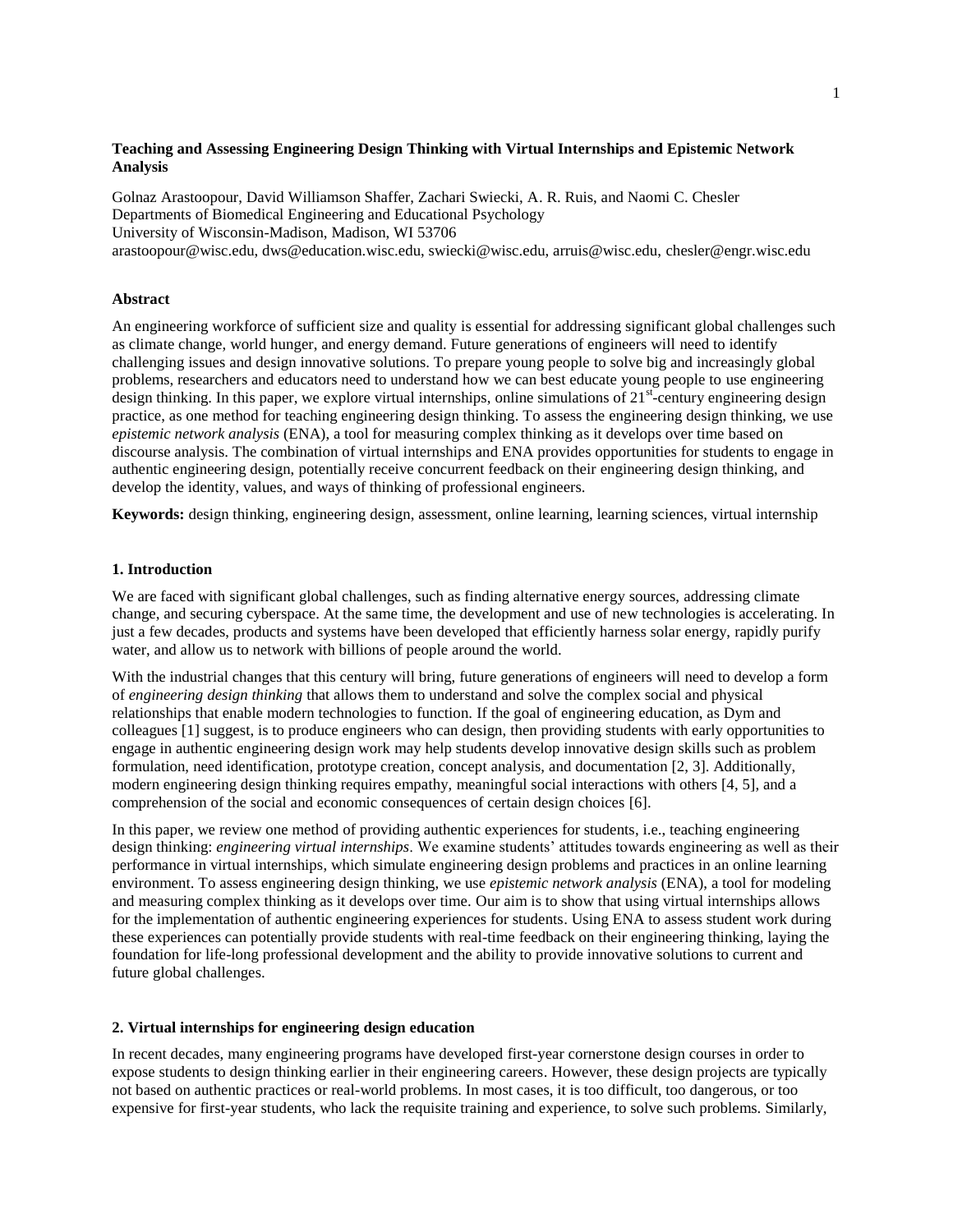# Teaching and Assessing Engineering Design Thinking with Virtual Internships and Epistemic Network Analysis

Golnaz Arastoopour, David Williamson Shaffer, Zachari Swiecki, A. R. Ruis, and Naomi C. Chesler
Departments of Biomedical Engineering and Educational Psychology
University of Wisconsin-Madison, Madison, WI 53706
arastoopour@wisc.edu, dws@education.wisc.edu, swiecki@wisc.edu, arruis@wisc.edu, chesler@engr.wisc.edu

### Abstract

An engineering workforce of sufficient size and quality is essential for addressing significant global challenges such as climate change, world hunger, and energy demand. Future generations of engineers will need to identify challenging issues and design innovative solutions. To prepare young people to solve big and increasingly global problems, researchers and educators need to understand how we can best educate young people to use engineering design thinking. In this paper, we explore virtual internships, online simulations of 21st-century engineering design practice, as one method for teaching engineering design thinking. To assess the engineering design thinking, we use *epistemic network analysis* (ENA), a tool for measuring complex thinking as it develops over time based on discourse analysis. The combination of virtual internships and ENA provides opportunities for students to engage in authentic engineering design, potentially receive concurrent feedback on their engineering design thinking, and develop the identity, values, and ways of thinking of professional engineers.

**Keywords:** design thinking, engineering design, assessment, online learning, learning sciences, virtual internship

## 1. Introduction

We are faced with significant global challenges, such as finding alternative energy sources, addressing climate change, and securing cyberspace. At the same time, the development and use of new technologies is accelerating. In just a few decades, products and systems have been developed that efficiently harness solar energy, rapidly purify water, and allow us to network with billions of people around the world.

With the industrial changes that this century will bring, future generations of engineers will need to develop a form of *engineering design thinking* that allows them to understand and solve the complex social and physical relationships that enable modern technologies to function. If the goal of engineering education, as Dym and colleagues [1] suggest, is to produce engineers who can design, then providing students with early opportunities to engage in authentic engineering design work may help students develop innovative design skills such as problem formulation, need identification, prototype creation, concept analysis, and documentation [2, 3]. Additionally, modern engineering design thinking requires empathy, meaningful social interactions with others [4, 5], and a comprehension of the social and economic consequences of certain design choices [6].

In this paper, we review one method of providing authentic experiences for students, i.e., teaching engineering design thinking: *engineering virtual internships*. We examine students' attitudes towards engineering as well as their performance in virtual internships, which simulate engineering design problems and practices in an online learning environment. To assess engineering design thinking, we use *epistemic network analysis* (ENA), a tool for modeling and measuring complex thinking as it develops over time. Our aim is to show that using virtual internships allows for the implementation of authentic engineering experiences for students. Using ENA to assess student work during these experiences can potentially provide students with real-time feedback on their engineering thinking, laying the foundation for life-long professional development and the ability to provide innovative solutions to current and future global challenges.

## 2. Virtual internships for engineering design education

In recent decades, many engineering programs have developed first-year cornerstone design courses in order to expose students to design thinking earlier in their engineering careers. However, these design projects are typically not based on authentic practices or real-world problems. In most cases, it is too difficult, too dangerous, or too expensive for first-year students, who lack the requisite training and experience, to solve such problems. Similarly,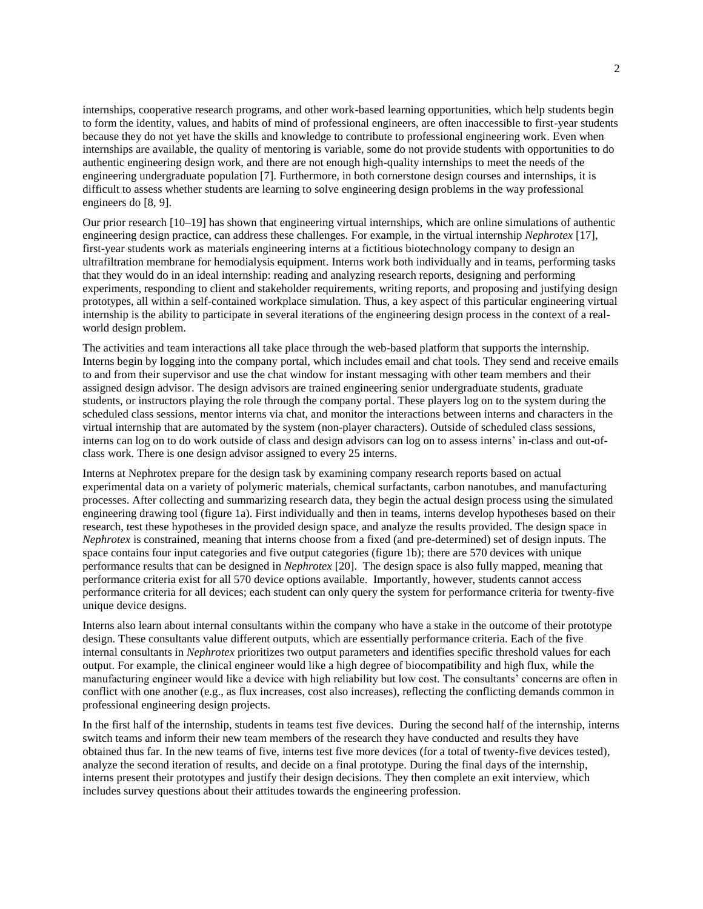internships, cooperative research programs, and other work-based learning opportunities, which help students begin to form the identity, values, and habits of mind of professional engineers, are often inaccessible to first-year students because they do not yet have the skills and knowledge to contribute to professional engineering work. Even when internships are available, the quality of mentoring is variable, some do not provide students with opportunities to do authentic engineering design work, and there are not enough high-quality internships to meet the needs of the engineering undergraduate population [7]. Furthermore, in both cornerstone design courses and internships, it is difficult to assess whether students are learning to solve engineering design problems in the way professional engineers do [8, 9].

Our prior research [10–19] has shown that engineering virtual internships, which are online simulations of authentic engineering design practice, can address these challenges. For example, in the virtual internship *Nephrotex* [17], first-year students work as materials engineering interns at a fictitious biotechnology company to design an ultrafiltration membrane for hemodialysis equipment. Interns work both individually and in teams, performing tasks that they would do in an ideal internship: reading and analyzing research reports, designing and performing experiments, responding to client and stakeholder requirements, writing reports, and proposing and justifying design prototypes, all within a self-contained workplace simulation. Thus, a key aspect of this particular engineering virtual internship is the ability to participate in several iterations of the engineering design process in the context of a real-world design problem.

The activities and team interactions all take place through the web-based platform that supports the internship. Interns begin by logging into the company portal, which includes email and chat tools. They send and receive emails to and from their supervisor and use the chat window for instant messaging with other team members and their assigned design advisor. The design advisors are trained engineering senior undergraduate students, graduate students, or instructors playing the role through the company portal. These players log on to the system during the scheduled class sessions, mentor interns via chat, and monitor the interactions between interns and characters in the virtual internship that are automated by the system (non-player characters). Outside of scheduled class sessions, interns can log on to do work outside of class and design advisors can log on to assess interns' in-class and out-of-class work. There is one design advisor assigned to every 25 interns.

Interns at Nephrotex prepare for the design task by examining company research reports based on actual experimental data on a variety of polymeric materials, chemical surfactants, carbon nanotubes, and manufacturing processes. After collecting and summarizing research data, they begin the actual design process using the simulated engineering drawing tool (figure 1a). First individually and then in teams, interns develop hypotheses based on their research, test these hypotheses in the provided design space, and analyze the results provided. The design space in *Nephrotex* is constrained, meaning that interns choose from a fixed (and pre-determined) set of design inputs. The space contains four input categories and five output categories (figure 1b); there are 570 devices with unique performance results that can be designed in *Nephrotex* [20]. The design space is also fully mapped, meaning that performance criteria exist for all 570 device options available. Importantly, however, students cannot access performance criteria for all devices; each student can only query the system for performance criteria for twenty-five unique device designs.

Interns also learn about internal consultants within the company who have a stake in the outcome of their prototype design. These consultants value different outputs, which are essentially performance criteria. Each of the five internal consultants in *Nephrotex* prioritizes two output parameters and identifies specific threshold values for each output. For example, the clinical engineer would like a high degree of biocompatibility and high flux, while the manufacturing engineer would like a device with high reliability but low cost. The consultants' concerns are often in conflict with one another (e.g., as flux increases, cost also increases), reflecting the conflicting demands common in professional engineering design projects.

In the first half of the internship, students in teams test five devices. During the second half of the internship, interns switch teams and inform their new team members of the research they have conducted and results they have obtained thus far. In the new teams of five, interns test five more devices (for a total of twenty-five devices tested), analyze the second iteration of results, and decide on a final prototype. During the final days of the internship, interns present their prototypes and justify their design decisions. They then complete an exit interview, which includes survey questions about their attitudes towards the engineering profession.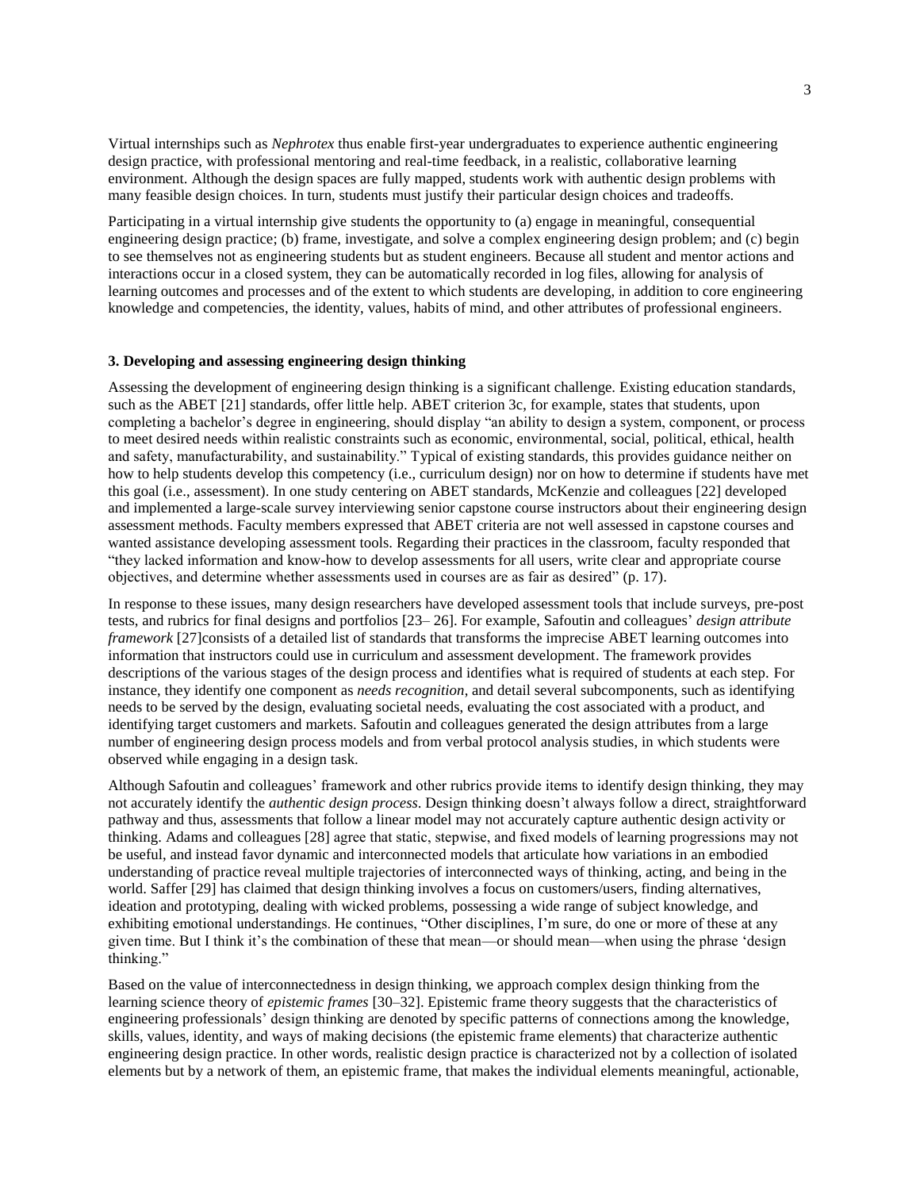Virtual internships such as *Nephrotex* thus enable first-year undergraduates to experience authentic engineering design practice, with professional mentoring and real-time feedback, in a realistic, collaborative learning environment. Although the design spaces are fully mapped, students work with authentic design problems with many feasible design choices. In turn, students must justify their particular design choices and tradeoffs.

Participating in a virtual internship give students the opportunity to (a) engage in meaningful, consequential engineering design practice; (b) frame, investigate, and solve a complex engineering design problem; and (c) begin to see themselves not as engineering students but as student engineers. Because all student and mentor actions and interactions occur in a closed system, they can be automatically recorded in log files, allowing for analysis of learning outcomes and processes and of the extent to which students are developing, in addition to core engineering knowledge and competencies, the identity, values, habits of mind, and other attributes of professional engineers.

### 3. Developing and assessing engineering design thinking

Assessing the development of engineering design thinking is a significant challenge. Existing education standards, such as the ABET [21] standards, offer little help. ABET criterion 3c, for example, states that students, upon completing a bachelor's degree in engineering, should display "an ability to design a system, component, or process to meet desired needs within realistic constraints such as economic, environmental, social, political, ethical, health and safety, manufacturability, and sustainability." Typical of existing standards, this provides guidance neither on how to help students develop this competency (i.e., curriculum design) nor on how to determine if students have met this goal (i.e., assessment). In one study centering on ABET standards, McKenzie and colleagues [22] developed and implemented a large-scale survey interviewing senior capstone course instructors about their engineering design assessment methods. Faculty members expressed that ABET criteria are not well assessed in capstone courses and wanted assistance developing assessment tools. Regarding their practices in the classroom, faculty responded that "they lacked information and know-how to develop assessments for all users, write clear and appropriate course objectives, and determine whether assessments used in courses are as fair as desired" (p. 17).

In response to these issues, many design researchers have developed assessment tools that include surveys, pre-post tests, and rubrics for final designs and portfolios [23– 26]. For example, Safoutin and colleagues' *design attribute framework* [27]consists of a detailed list of standards that transforms the imprecise ABET learning outcomes into information that instructors could use in curriculum and assessment development. The framework provides descriptions of the various stages of the design process and identifies what is required of students at each step. For instance, they identify one component as *needs recognition*, and detail several subcomponents, such as identifying needs to be served by the design, evaluating societal needs, evaluating the cost associated with a product, and identifying target customers and markets. Safoutin and colleagues generated the design attributes from a large number of engineering design process models and from verbal protocol analysis studies, in which students were observed while engaging in a design task.

Although Safoutin and colleagues' framework and other rubrics provide items to identify design thinking, they may not accurately identify the *authentic design process*. Design thinking doesn't always follow a direct, straightforward pathway and thus, assessments that follow a linear model may not accurately capture authentic design activity or thinking. Adams and colleagues [28] agree that static, stepwise, and fixed models of learning progressions may not be useful, and instead favor dynamic and interconnected models that articulate how variations in an embodied understanding of practice reveal multiple trajectories of interconnected ways of thinking, acting, and being in the world. Saffer [29] has claimed that design thinking involves a focus on customers/users, finding alternatives, ideation and prototyping, dealing with wicked problems, possessing a wide range of subject knowledge, and exhibiting emotional understandings. He continues, "Other disciplines, I'm sure, do one or more of these at any given time. But I think it's the combination of these that mean—or should mean—when using the phrase 'design thinking."

Based on the value of interconnectedness in design thinking, we approach complex design thinking from the learning science theory of *epistemic frames* [30–32]. Epistemic frame theory suggests that the characteristics of engineering professionals' design thinking are denoted by specific patterns of connections among the knowledge, skills, values, identity, and ways of making decisions (the epistemic frame elements) that characterize authentic engineering design practice. In other words, realistic design practice is characterized not by a collection of isolated elements but by a network of them, an epistemic frame, that makes the individual elements meaningful, actionable,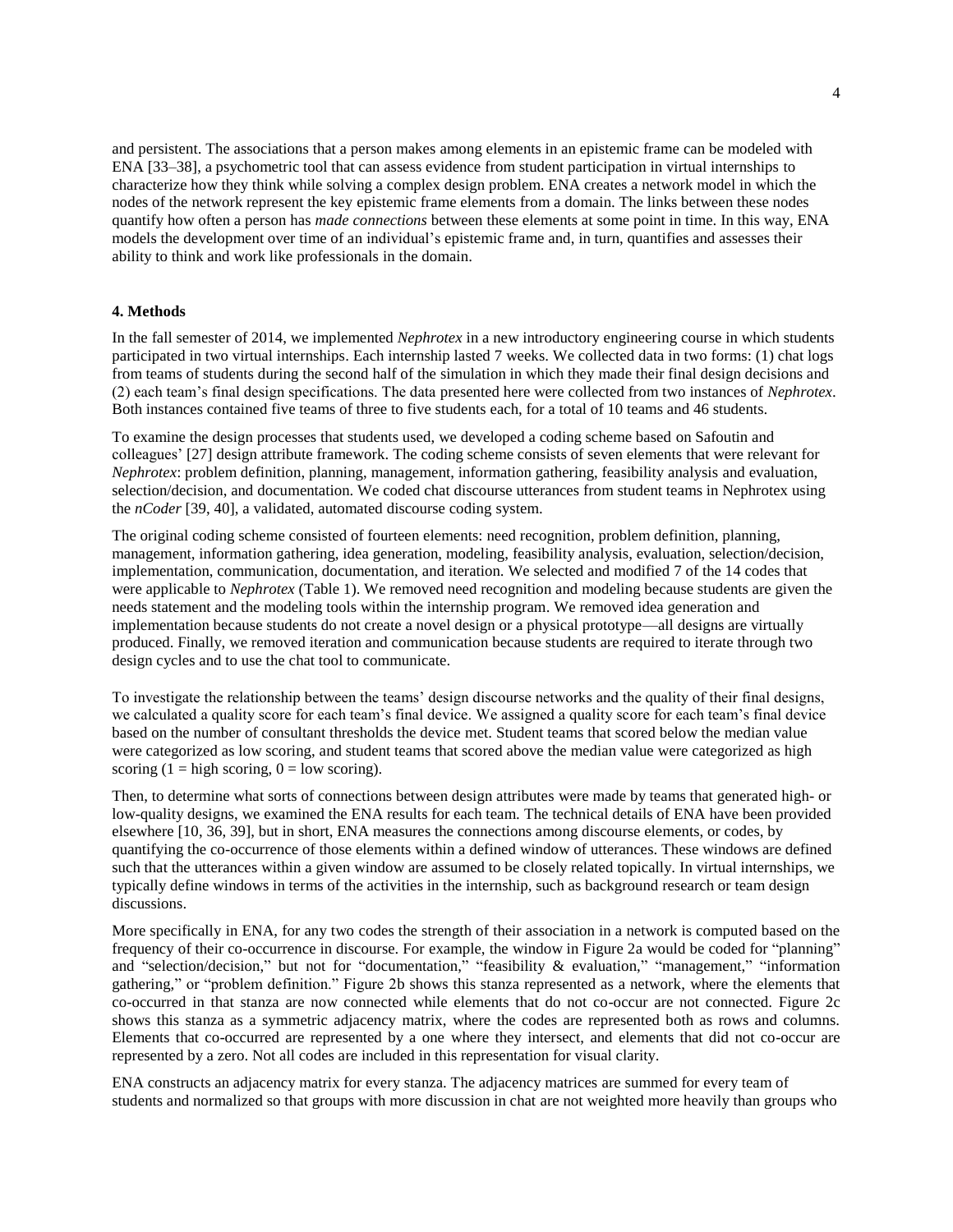and persistent. The associations that a person makes among elements in an epistemic frame can be modeled with ENA [33–38], a psychometric tool that can assess evidence from student participation in virtual internships to characterize how they think while solving a complex design problem. ENA creates a network model in which the nodes of the network represent the key epistemic frame elements from a domain. The links between these nodes quantify how often a person has *made connections* between these elements at some point in time. In this way, ENA models the development over time of an individual's epistemic frame and, in turn, quantifies and assesses their ability to think and work like professionals in the domain.

**4. Methods**

In the fall semester of 2014, we implemented *Nephrotex* in a new introductory engineering course in which students participated in two virtual internships. Each internship lasted 7 weeks. We collected data in two forms: (1) chat logs from teams of students during the second half of the simulation in which they made their final design decisions and (2) each team's final design specifications. The data presented here were collected from two instances of *Nephrotex*. Both instances contained five teams of three to five students each, for a total of 10 teams and 46 students.

To examine the design processes that students used, we developed a coding scheme based on Safoutin and colleagues' [27] design attribute framework. The coding scheme consists of seven elements that were relevant for *Nephrotex*: problem definition, planning, management, information gathering, feasibility analysis and evaluation, selection/decision, and documentation. We coded chat discourse utterances from student teams in Nephrotex using the *nCoder* [39, 40], a validated, automated discourse coding system.

The original coding scheme consisted of fourteen elements: need recognition, problem definition, planning, management, information gathering, idea generation, modeling, feasibility analysis, evaluation, selection/decision, implementation, communication, documentation, and iteration. We selected and modified 7 of the 14 codes that were applicable to *Nephrotex* (Table 1). We removed need recognition and modeling because students are given the needs statement and the modeling tools within the internship program. We removed idea generation and implementation because students do not create a novel design or a physical prototype—all designs are virtually produced. Finally, we removed iteration and communication because students are required to iterate through two design cycles and to use the chat tool to communicate.

To investigate the relationship between the teams' design discourse networks and the quality of their final designs, we calculated a quality score for each team's final device. We assigned a quality score for each team's final device based on the number of consultant thresholds the device met. Student teams that scored below the median value were categorized as low scoring, and student teams that scored above the median value were categorized as high scoring (1 = high scoring, 0 = low scoring).

Then, to determine what sorts of connections between design attributes were made by teams that generated high- or low-quality designs, we examined the ENA results for each team. The technical details of ENA have been provided elsewhere [10, 36, 39], but in short, ENA measures the connections among discourse elements, or codes, by quantifying the co-occurrence of those elements within a defined window of utterances. These windows are defined such that the utterances within a given window are assumed to be closely related topically. In virtual internships, we typically define windows in terms of the activities in the internship, such as background research or team design discussions.

More specifically in ENA, for any two codes the strength of their association in a network is computed based on the frequency of their co-occurrence in discourse. For example, the window in Figure 2a would be coded for "planning" and "selection/decision," but not for "documentation," "feasibility & evaluation," "management," "information gathering," or "problem definition." Figure 2b shows this stanza represented as a network, where the elements that co-occurred in that stanza are now connected while elements that do not co-occur are not connected. Figure 2c shows this stanza as a symmetric adjacency matrix, where the codes are represented both as rows and columns. Elements that co-occurred are represented by a one where they intersect, and elements that did not co-occur are represented by a zero. Not all codes are included in this representation for visual clarity.

ENA constructs an adjacency matrix for every stanza. The adjacency matrices are summed for every team of students and normalized so that groups with more discussion in chat are not weighted more heavily than groups who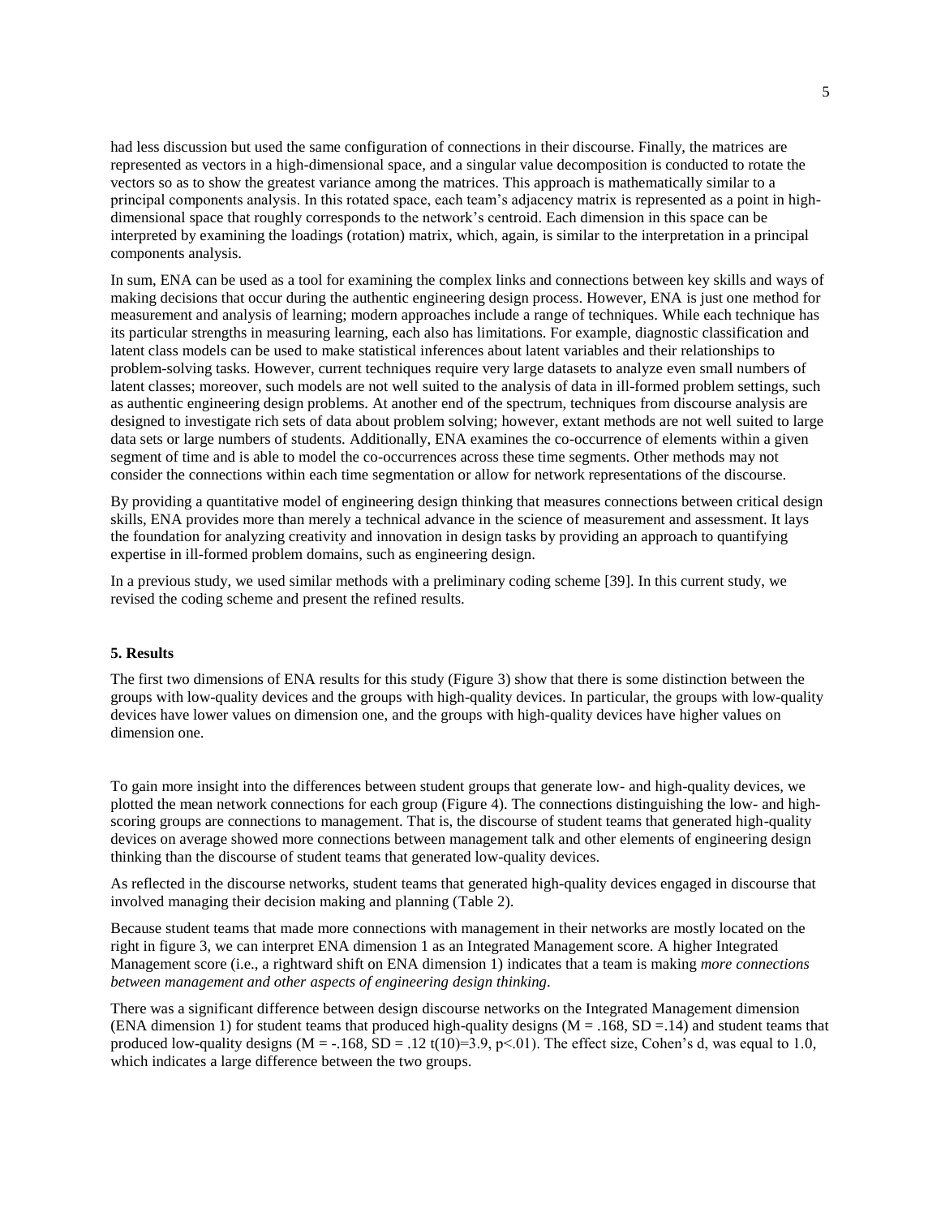had less discussion but used the same configuration of connections in their discourse. Finally, the matrices are represented as vectors in a high-dimensional space, and a singular value decomposition is conducted to rotate the vectors so as to show the greatest variance among the matrices. This approach is mathematically similar to a principal components analysis. In this rotated space, each team's adjacency matrix is represented as a point in high-dimensional space that roughly corresponds to the network's centroid. Each dimension in this space can be interpreted by examining the loadings (rotation) matrix, which, again, is similar to the interpretation in a principal components analysis.

In sum, ENA can be used as a tool for examining the complex links and connections between key skills and ways of making decisions that occur during the authentic engineering design process. However, ENA is just one method for measurement and analysis of learning; modern approaches include a range of techniques. While each technique has its particular strengths in measuring learning, each also has limitations. For example, diagnostic classification and latent class models can be used to make statistical inferences about latent variables and their relationships to problem-solving tasks. However, current techniques require very large datasets to analyze even small numbers of latent classes; moreover, such models are not well suited to the analysis of data in ill-formed problem settings, such as authentic engineering design problems. At another end of the spectrum, techniques from discourse analysis are designed to investigate rich sets of data about problem solving; however, extant methods are not well suited to large data sets or large numbers of students. Additionally, ENA examines the co-occurrence of elements within a given segment of time and is able to model the co-occurrences across these time segments. Other methods may not consider the connections within each time segmentation or allow for network representations of the discourse.

By providing a quantitative model of engineering design thinking that measures connections between critical design skills, ENA provides more than merely a technical advance in the science of measurement and assessment. It lays the foundation for analyzing creativity and innovation in design tasks by providing an approach to quantifying expertise in ill-formed problem domains, such as engineering design.

In a previous study, we used similar methods with a preliminary coding scheme [39]. In this current study, we revised the coding scheme and present the refined results.

#### 5. Results

The first two dimensions of ENA results for this study (Figure 3) show that there is some distinction between the groups with low-quality devices and the groups with high-quality devices. In particular, the groups with low-quality devices have lower values on dimension one, and the groups with high-quality devices have higher values on dimension one.

To gain more insight into the differences between student groups that generate low- and high-quality devices, we plotted the mean network connections for each group (Figure 4). The connections distinguishing the low- and high-scoring groups are connections to management. That is, the discourse of student teams that generated high-quality devices on average showed more connections between management talk and other elements of engineering design thinking than the discourse of student teams that generated low-quality devices.

As reflected in the discourse networks, student teams that generated high-quality devices engaged in discourse that involved managing their decision making and planning (Table 2).

Because student teams that made more connections with management in their networks are mostly located on the right in figure 3, we can interpret ENA dimension 1 as an Integrated Management score. A higher Integrated Management score (i.e., a rightward shift on ENA dimension 1) indicates that a team is making *more connections between management and other aspects of engineering design thinking*.

There was a significant difference between design discourse networks on the Integrated Management dimension (ENA dimension 1) for student teams that produced high-quality designs ($M = .168$, $SD = .14$) and student teams that produced low-quality designs ($M = -.168$, $SD = .12$ $t(10)=3.9$, $p<.01$). The effect size, Cohen's d, was equal to 1.0, which indicates a large difference between the two groups.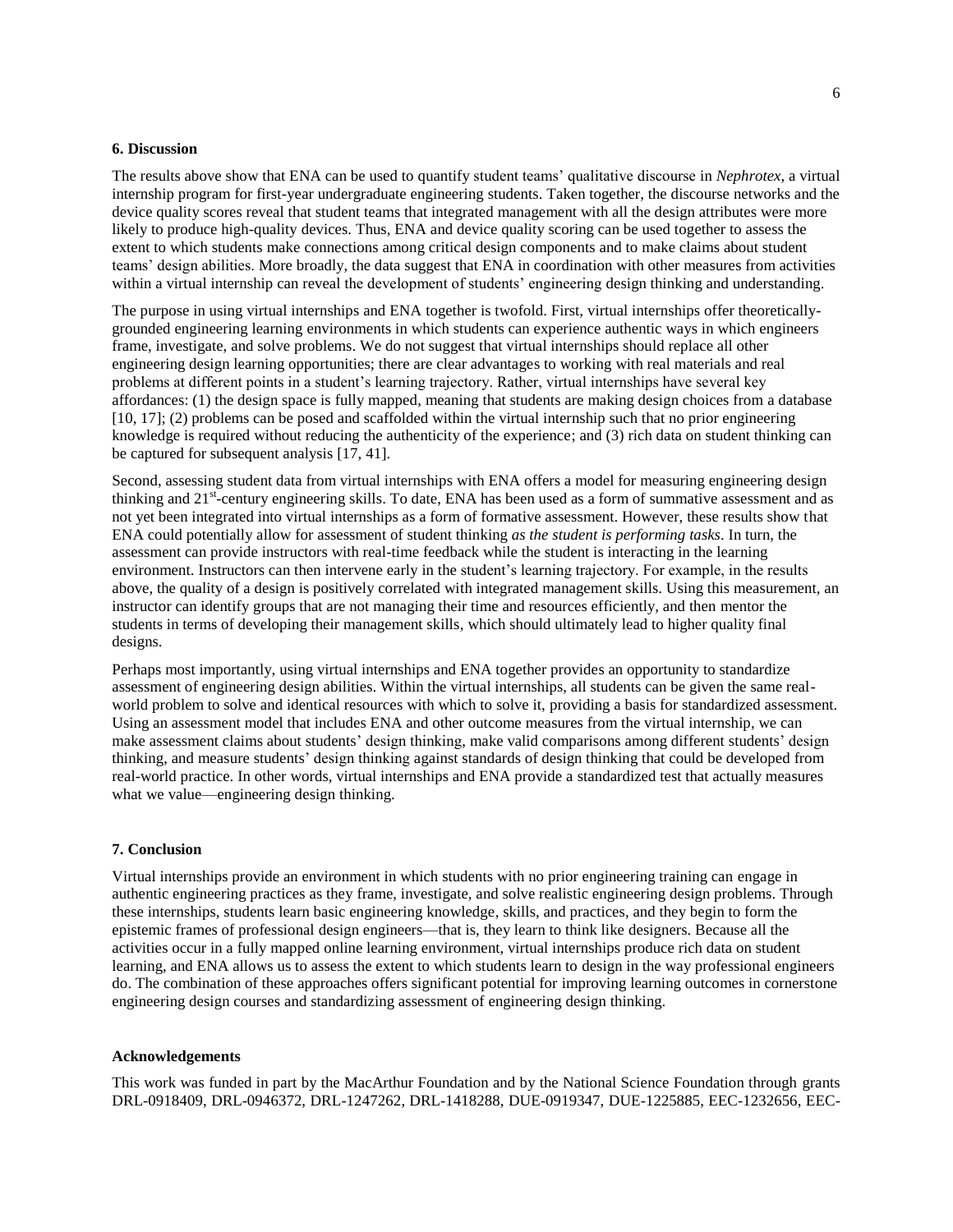## 6. Discussion

The results above show that ENA can be used to quantify student teams' qualitative discourse in *Nephrotex*, a virtual internship program for first-year undergraduate engineering students. Taken together, the discourse networks and the device quality scores reveal that student teams that integrated management with all the design attributes were more likely to produce high-quality devices. Thus, ENA and device quality scoring can be used together to assess the extent to which students make connections among critical design components and to make claims about student teams' design abilities. More broadly, the data suggest that ENA in coordination with other measures from activities within a virtual internship can reveal the development of students' engineering design thinking and understanding.

The purpose in using virtual internships and ENA together is twofold. First, virtual internships offer theoretically-grounded engineering learning environments in which students can experience authentic ways in which engineers frame, investigate, and solve problems. We do not suggest that virtual internships should replace all other engineering design learning opportunities; there are clear advantages to working with real materials and real problems at different points in a student's learning trajectory. Rather, virtual internships have several key affordances: (1) the design space is fully mapped, meaning that students are making design choices from a database [10, 17]; (2) problems can be posed and scaffolded within the virtual internship such that no prior engineering knowledge is required without reducing the authenticity of the experience; and (3) rich data on student thinking can be captured for subsequent analysis [17, 41].

Second, assessing student data from virtual internships with ENA offers a model for measuring engineering design thinking and 21st-century engineering skills. To date, ENA has been used as a form of summative assessment and as not yet been integrated into virtual internships as a form of formative assessment. However, these results show that ENA could potentially allow for assessment of student thinking *as the student is performing tasks*. In turn, the assessment can provide instructors with real-time feedback while the student is interacting in the learning environment. Instructors can then intervene early in the student's learning trajectory. For example, in the results above, the quality of a design is positively correlated with integrated management skills. Using this measurement, an instructor can identify groups that are not managing their time and resources efficiently, and then mentor the students in terms of developing their management skills, which should ultimately lead to higher quality final designs.

Perhaps most importantly, using virtual internships and ENA together provides an opportunity to standardize assessment of engineering design abilities. Within the virtual internships, all students can be given the same real-world problem to solve and identical resources with which to solve it, providing a basis for standardized assessment. Using an assessment model that includes ENA and other outcome measures from the virtual internship, we can make assessment claims about students' design thinking, make valid comparisons among different students' design thinking, and measure students' design thinking against standards of design thinking that could be developed from real-world practice. In other words, virtual internships and ENA provide a standardized test that actually measures what we value—engineering design thinking.

## 7. Conclusion

Virtual internships provide an environment in which students with no prior engineering training can engage in authentic engineering practices as they frame, investigate, and solve realistic engineering design problems. Through these internships, students learn basic engineering knowledge, skills, and practices, and they begin to form the epistemic frames of professional design engineers—that is, they learn to think like designers. Because all the activities occur in a fully mapped online learning environment, virtual internships produce rich data on student learning, and ENA allows us to assess the extent to which students learn to design in the way professional engineers do. The combination of these approaches offers significant potential for improving learning outcomes in cornerstone engineering design courses and standardizing assessment of engineering design thinking.

## Acknowledgements

This work was funded in part by the MacArthur Foundation and by the National Science Foundation through grants DRL-0918409, DRL-0946372, DRL-1247262, DRL-1418288, DUE-0919347, DUE-1225885, EEC-1232656, EEC-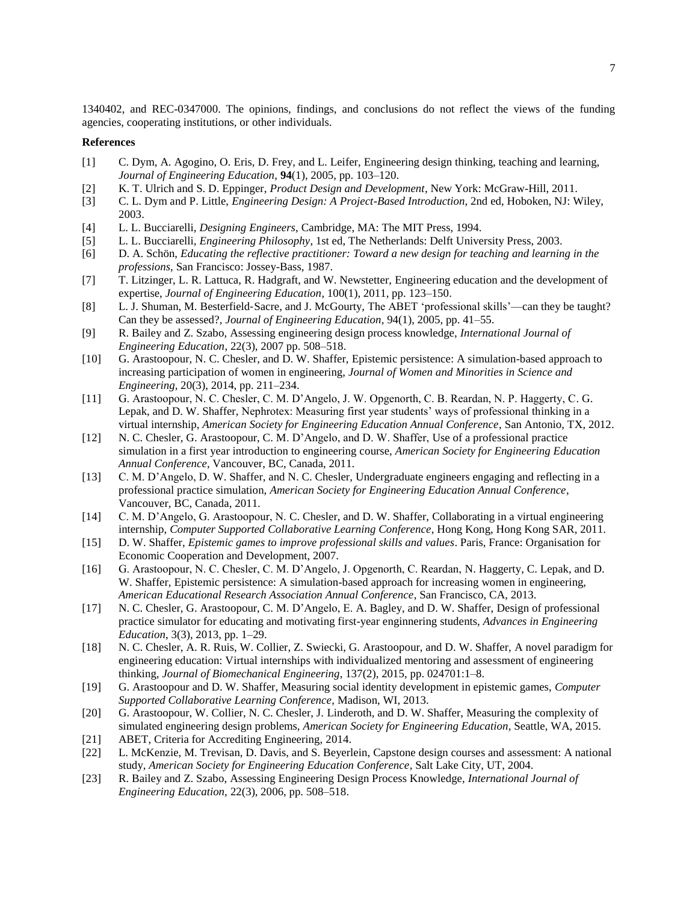1340402, and REC-0347000. The opinions, findings, and conclusions do not reflect the views of the funding agencies, cooperating institutions, or other individuals.

**References**

[1] C. Dym, A. Agogino, O. Eris, D. Frey, and L. Leifer, Engineering design thinking, teaching and learning, *Journal of Engineering Education*, **94**(1), 2005, pp. 103–120.

[2] K. T. Ulrich and S. D. Eppinger, *Product Design and Development*, New York: McGraw-Hill, 2011.

[3] C. L. Dym and P. Little, *Engineering Design: A Project-Based Introduction*, 2nd ed, Hoboken, NJ: Wiley, 2003.

[4] L. L. Bucciarelli, *Designing Engineers*, Cambridge, MA: The MIT Press, 1994.

[5] L. L. Bucciarelli, *Engineering Philosophy*, 1st ed, The Netherlands: Delft University Press, 2003.

[6] D. A. Schön, *Educating the reflective practitioner: Toward a new design for teaching and learning in the professions*, San Francisco: Jossey-Bass, 1987.

[7] T. Litzinger, L. R. Lattuca, R. Hadgraft, and W. Newstetter, Engineering education and the development of expertise, *Journal of Engineering Education*, 100(1), 2011, pp. 123–150.

[8] L. J. Shuman, M. Besterfield-Sacre, and J. McGourty, The ABET 'professional skills'—can they be taught? Can they be assessed?, *Journal of Engineering Education*, 94(1), 2005, pp. 41–55.

[9] R. Bailey and Z. Szabo, Assessing engineering design process knowledge, *International Journal of Engineering Education*, 22(3), 2007 pp. 508–518.

[10] G. Arastoopour, N. C. Chesler, and D. W. Shaffer, Epistemic persistence: A simulation-based approach to increasing participation of women in engineering, *Journal of Women and Minorities in Science and Engineering*, 20(3), 2014, pp. 211–234.

[11] G. Arastoopour, N. C. Chesler, C. M. D'Angelo, J. W. Opgenorth, C. B. Reardan, N. P. Haggerty, C. G. Lepak, and D. W. Shaffer, Nephrotex: Measuring first year students' ways of professional thinking in a virtual internship, *American Society for Engineering Education Annual Conference*, San Antonio, TX, 2012.

[12] N. C. Chesler, G. Arastoopour, C. M. D'Angelo, and D. W. Shaffer, Use of a professional practice simulation in a first year introduction to engineering course, *American Society for Engineering Education Annual Conference*, Vancouver, BC, Canada, 2011.

[13] C. M. D'Angelo, D. W. Shaffer, and N. C. Chesler, Undergraduate engineers engaging and reflecting in a professional practice simulation, *American Society for Engineering Education Annual Conference*, Vancouver, BC, Canada, 2011.

[14] C. M. D'Angelo, G. Arastoopour, N. C. Chesler, and D. W. Shaffer, Collaborating in a virtual engineering internship, *Computer Supported Collaborative Learning Conference*, Hong Kong, Hong Kong SAR, 2011.

[15] D. W. Shaffer, *Epistemic games to improve professional skills and values*. Paris, France: Organisation for Economic Cooperation and Development, 2007.

[16] G. Arastoopour, N. C. Chesler, C. M. D'Angelo, J. Opgenorth, C. Reardan, N. Haggerty, C. Lepak, and D. W. Shaffer, Epistemic persistence: A simulation-based approach for increasing women in engineering, *American Educational Research Association Annual Conference*, San Francisco, CA, 2013.

[17] N. C. Chesler, G. Arastoopour, C. M. D'Angelo, E. A. Bagley, and D. W. Shaffer, Design of professional practice simulator for educating and motivating first-year enginnering students, *Advances in Engineering Education*, 3(3), 2013, pp. 1–29.

[18] N. C. Chesler, A. R. Ruis, W. Collier, Z. Swiecki, G. Arastoopour, and D. W. Shaffer, A novel paradigm for engineering education: Virtual internships with individualized mentoring and assessment of engineering thinking, *Journal of Biomechanical Engineering*, 137(2), 2015, pp. 024701:1–8.

[19] G. Arastoopour and D. W. Shaffer, Measuring social identity development in epistemic games, *Computer Supported Collaborative Learning Conference*, Madison, WI, 2013.

[20] G. Arastoopour, W. Collier, N. C. Chesler, J. Linderoth, and D. W. Shaffer, Measuring the complexity of simulated engineering design problems, *American Society for Engineering Education*, Seattle, WA, 2015.

[21] ABET, Criteria for Accrediting Engineering, 2014.

[22] L. McKenzie, M. Trevisan, D. Davis, and S. Beyerlein, Capstone design courses and assessment: A national study, *American Society for Engineering Education Conference*, Salt Lake City, UT, 2004.

[23] R. Bailey and Z. Szabo, Assessing Engineering Design Process Knowledge, *International Journal of Engineering Education*, 22(3), 2006, pp. 508–518.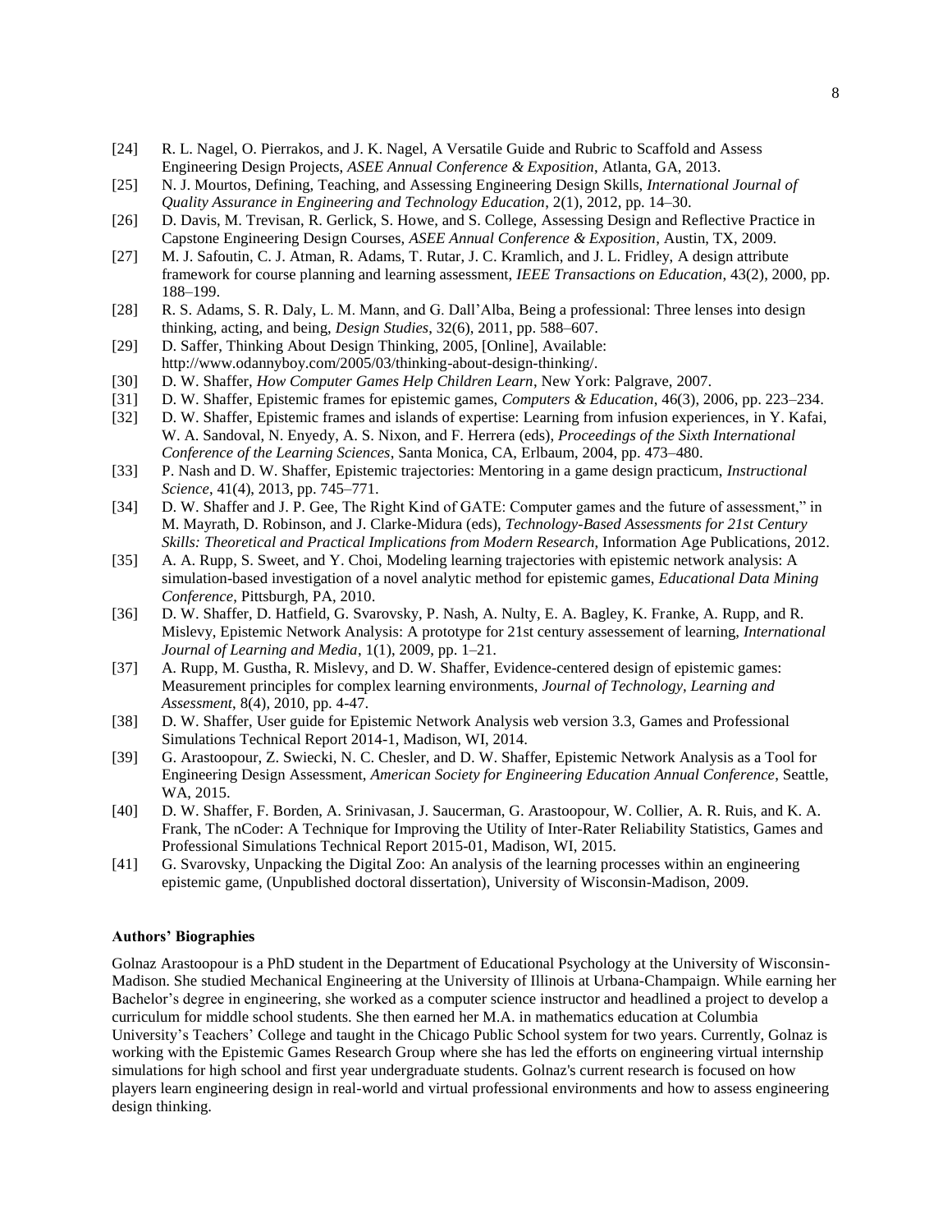[24] R. L. Nagel, O. Pierrakos, and J. K. Nagel, A Versatile Guide and Rubric to Scaffold and Assess Engineering Design Projects, *ASEE Annual Conference & Exposition*, Atlanta, GA, 2013.

[25] N. J. Mourtos, Defining, Teaching, and Assessing Engineering Design Skills, *International Journal of Quality Assurance in Engineering and Technology Education*, 2(1), 2012, pp. 14–30.

[26] D. Davis, M. Trevisan, R. Gerlick, S. Howe, and S. College, Assessing Design and Reflective Practice in Capstone Engineering Design Courses, *ASEE Annual Conference & Exposition*, Austin, TX, 2009.

[27] M. J. Safoutin, C. J. Atman, R. Adams, T. Rutar, J. C. Kramlich, and J. L. Fridley, A design attribute framework for course planning and learning assessment, *IEEE Transactions on Education*, 43(2), 2000, pp. 188–199.

[28] R. S. Adams, S. R. Daly, L. M. Mann, and G. Dall'Alba, Being a professional: Three lenses into design thinking, acting, and being, *Design Studies*, 32(6), 2011, pp. 588–607.

[29] D. Saffer, Thinking About Design Thinking, 2005, [Online], Available: http://www.odannyboy.com/2005/03/thinking-about-design-thinking/.

[30] D. W. Shaffer, *How Computer Games Help Children Learn*, New York: Palgrave, 2007.

[31] D. W. Shaffer, Epistemic frames for epistemic games, *Computers & Education*, 46(3), 2006, pp. 223–234.

[32] D. W. Shaffer, Epistemic frames and islands of expertise: Learning from infusion experiences, in Y. Kafai, W. A. Sandoval, N. Enyedy, A. S. Nixon, and F. Herrera (eds), *Proceedings of the Sixth International Conference of the Learning Sciences*, Santa Monica, CA, Erlbaum, 2004, pp. 473–480.

[33] P. Nash and D. W. Shaffer, Epistemic trajectories: Mentoring in a game design practicum, *Instructional Science*, 41(4), 2013, pp. 745–771.

[34] D. W. Shaffer and J. P. Gee, The Right Kind of GATE: Computer games and the future of assessment," in M. Mayrath, D. Robinson, and J. Clarke-Midura (eds), *Technology-Based Assessments for 21st Century Skills: Theoretical and Practical Implications from Modern Research*, Information Age Publications, 2012.

[35] A. A. Rupp, S. Sweet, and Y. Choi, Modeling learning trajectories with epistemic network analysis: A simulation-based investigation of a novel analytic method for epistemic games, *Educational Data Mining Conference*, Pittsburgh, PA, 2010.

[36] D. W. Shaffer, D. Hatfield, G. Svarovsky, P. Nash, A. Nulty, E. A. Bagley, K. Franke, A. Rupp, and R. Mislevy, Epistemic Network Analysis: A prototype for 21st century assessement of learning, *International Journal of Learning and Media*, 1(1), 2009, pp. 1–21.

[37] A. Rupp, M. Gustha, R. Mislevy, and D. W. Shaffer, Evidence-centered design of epistemic games: Measurement principles for complex learning environments, *Journal of Technology, Learning and Assessment*, 8(4), 2010, pp. 4-47.

[38] D. W. Shaffer, User guide for Epistemic Network Analysis web version 3.3, Games and Professional Simulations Technical Report 2014-1, Madison, WI, 2014.

[39] G. Arastoopour, Z. Swiecki, N. C. Chesler, and D. W. Shaffer, Epistemic Network Analysis as a Tool for Engineering Design Assessment, *American Society for Engineering Education Annual Conference*, Seattle, WA, 2015.

[40] D. W. Shaffer, F. Borden, A. Srinivasan, J. Saucerman, G. Arastoopour, W. Collier, A. R. Ruis, and K. A. Frank, The nCoder: A Technique for Improving the Utility of Inter-Rater Reliability Statistics, Games and Professional Simulations Technical Report 2015-01, Madison, WI, 2015.

[41] G. Svarovsky, Unpacking the Digital Zoo: An analysis of the learning processes within an engineering epistemic game, (Unpublished doctoral dissertation), University of Wisconsin-Madison, 2009.

**Authors' Biographies**

Golnaz Arastoopour is a PhD student in the Department of Educational Psychology at the University of Wisconsin-Madison. She studied Mechanical Engineering at the University of Illinois at Urbana-Champaign. While earning her Bachelor's degree in engineering, she worked as a computer science instructor and headlined a project to develop a curriculum for middle school students. She then earned her M.A. in mathematics education at Columbia University's Teachers' College and taught in the Chicago Public School system for two years. Currently, Golnaz is working with the Epistemic Games Research Group where she has led the efforts on engineering virtual internship simulations for high school and first year undergraduate students. Golnaz's current research is focused on how players learn engineering design in real-world and virtual professional environments and how to assess engineering design thinking.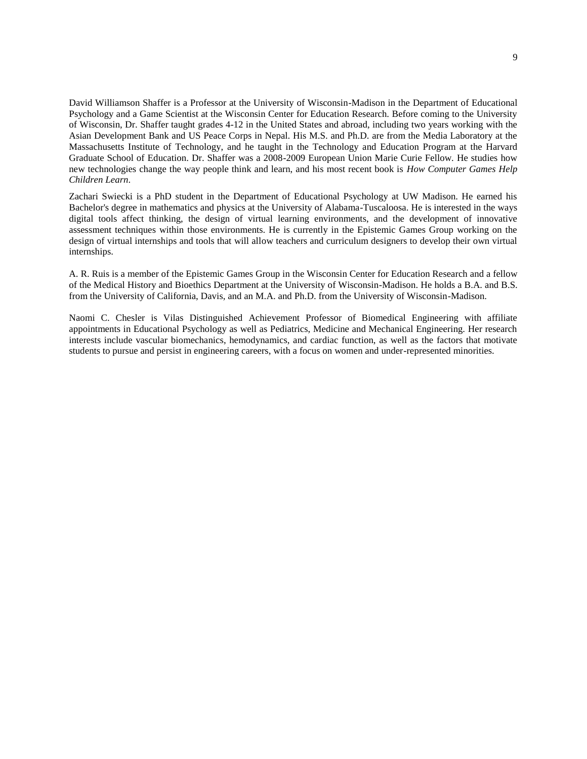David Williamson Shaffer is a Professor at the University of Wisconsin-Madison in the Department of Educational Psychology and a Game Scientist at the Wisconsin Center for Education Research. Before coming to the University of Wisconsin, Dr. Shaffer taught grades 4-12 in the United States and abroad, including two years working with the Asian Development Bank and US Peace Corps in Nepal. His M.S. and Ph.D. are from the Media Laboratory at the Massachusetts Institute of Technology, and he taught in the Technology and Education Program at the Harvard Graduate School of Education. Dr. Shaffer was a 2008-2009 European Union Marie Curie Fellow. He studies how new technologies change the way people think and learn, and his most recent book is *How Computer Games Help Children Learn*.

Zachari Swiecki is a PhD student in the Department of Educational Psychology at UW Madison. He earned his Bachelor's degree in mathematics and physics at the University of Alabama-Tuscaloosa. He is interested in the ways digital tools affect thinking, the design of virtual learning environments, and the development of innovative assessment techniques within those environments. He is currently in the Epistemic Games Group working on the design of virtual internships and tools that will allow teachers and curriculum designers to develop their own virtual internships.

A. R. Ruis is a member of the Epistemic Games Group in the Wisconsin Center for Education Research and a fellow of the Medical History and Bioethics Department at the University of Wisconsin-Madison. He holds a B.A. and B.S. from the University of California, Davis, and an M.A. and Ph.D. from the University of Wisconsin-Madison.

Naomi C. Chesler is Vilas Distinguished Achievement Professor of Biomedical Engineering with affiliate appointments in Educational Psychology as well as Pediatrics, Medicine and Mechanical Engineering. Her research interests include vascular biomechanics, hemodynamics, and cardiac function, as well as the factors that motivate students to pursue and persist in engineering careers, with a focus on women and under-represented minorities.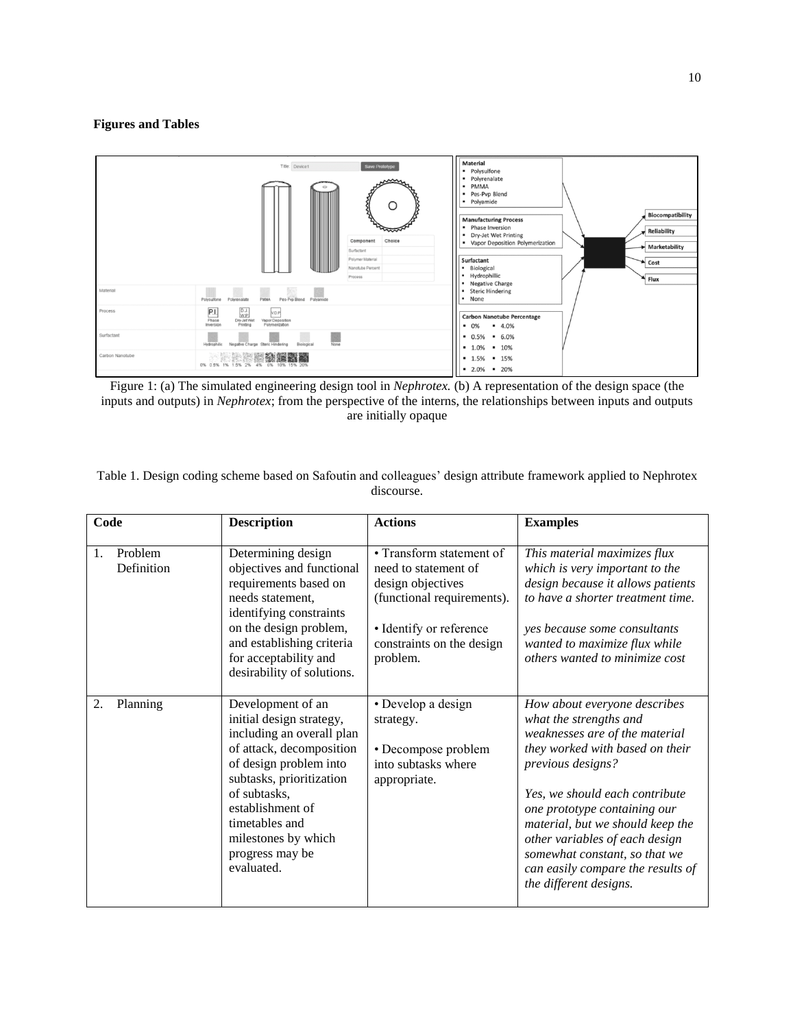**Figures and Tables**

Figure 1: (a) The simulated engineering design tool in *Nephrotex.* (b) A representation of the design space (the inputs and outputs) in *Nephrotex*; from the perspective of the interns, the relationships between inputs and outputs are initially opaque

Table 1. Design coding scheme based on Safoutin and colleagues' design attribute framework applied to Nephrotex discourse.

| Code | Description | Actions | Examples |
|---|---|---|---|
| 1. Problem Definition | Determining design objectives and functional requirements based on needs statement, identifying constraints on the design problem, and establishing criteria for acceptability and desirability of solutions. | • Transform statement of need to statement of design objectives (functional requirements).<br><br>• Identify or reference constraints on the design problem. | *This material maximizes flux which is very important to the design because it allows patients to have a shorter treatment time.*<br><br>*yes because some consultants wanted to maximize flux while others wanted to minimize cost* |
| 2. Planning | Development of an initial design strategy, including an overall plan of attack, decomposition of design problem into subtasks, prioritization of subtasks, establishment of timetables and milestones by which progress may be evaluated. | • Develop a design strategy.<br><br>• Decompose problem into subtasks where appropriate. | *How about everyone describes what the strengths and weaknesses are of the material they worked with based on their previous designs?*<br><br>*Yes, we should each contribute one prototype containing our material, but we should keep the other variables of each design somewhat constant, so that we can easily compare the results of the different designs.* |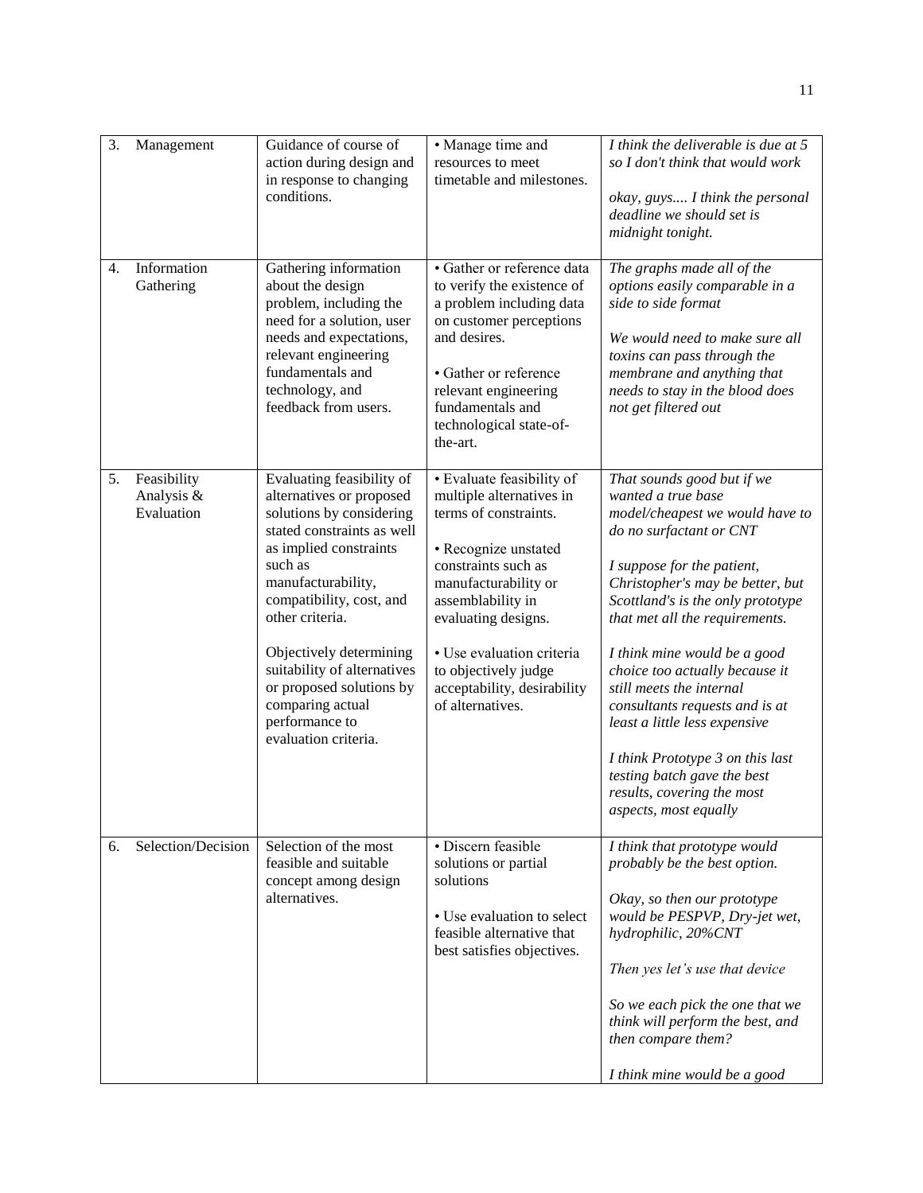| | | | | |
|---|---|---|---|---|
| 3. | Management | Guidance of course of action during design and in response to changing conditions. | • Manage time and resources to meet timetable and milestones. | *I think the deliverable is due at 5 so I don't think that would work*<br><br>*okay, guys.... I think the personal deadline we should set is midnight tonight.* |
| 4. | Information Gathering | Gathering information about the design problem, including the need for a solution, user needs and expectations, relevant engineering fundamentals and technology, and feedback from users. | • Gather or reference data to verify the existence of a problem including data on customer perceptions and desires.<br><br>• Gather or reference relevant engineering fundamentals and technological state-of-the-art. | *The graphs made all of the options easily comparable in a side to side format*<br><br>*We would need to make sure all toxins can pass through the membrane and anything that needs to stay in the blood does not get filtered out* |
| 5. | Feasibility Analysis & Evaluation | Evaluating feasibility of alternatives or proposed solutions by considering stated constraints as well as implied constraints such as manufacturability, compatibility, cost, and other criteria.<br><br>Objectively determining suitability of alternatives or proposed solutions by comparing actual performance to evaluation criteria. | • Evaluate feasibility of multiple alternatives in terms of constraints.<br><br>• Recognize unstated constraints such as manufacturability or assemblability in evaluating designs.<br><br>• Use evaluation criteria to objectively judge acceptability, desirability of alternatives. | *That sounds good but if we wanted a true base model/cheapest we would have to do no surfactant or CNT*<br><br>*I suppose for the patient, Christopher's may be better, but Scottland's is the only prototype that met all the requirements.*<br><br>*I think mine would be a good choice too actually because it still meets the internal consultants requests and is at least a little less expensive*<br><br>*I think Prototype 3 on this last testing batch gave the best results, covering the most aspects, most equally* |
| 6. | Selection/Decision | Selection of the most feasible and suitable concept among design alternatives. | • Discern feasible solutions or partial solutions<br><br>• Use evaluation to select feasible alternative that best satisfies objectives. | *I think that prototype would probably be the best option.*<br><br>*Okay, so then our prototype would be PESPVP, Dry-jet wet, hydrophilic, 20%CNT*<br><br>*Then yes let's use that device*<br><br>*So we each pick the one that we think will perform the best, and then compare them?*<br><br>*I think mine would be a good* |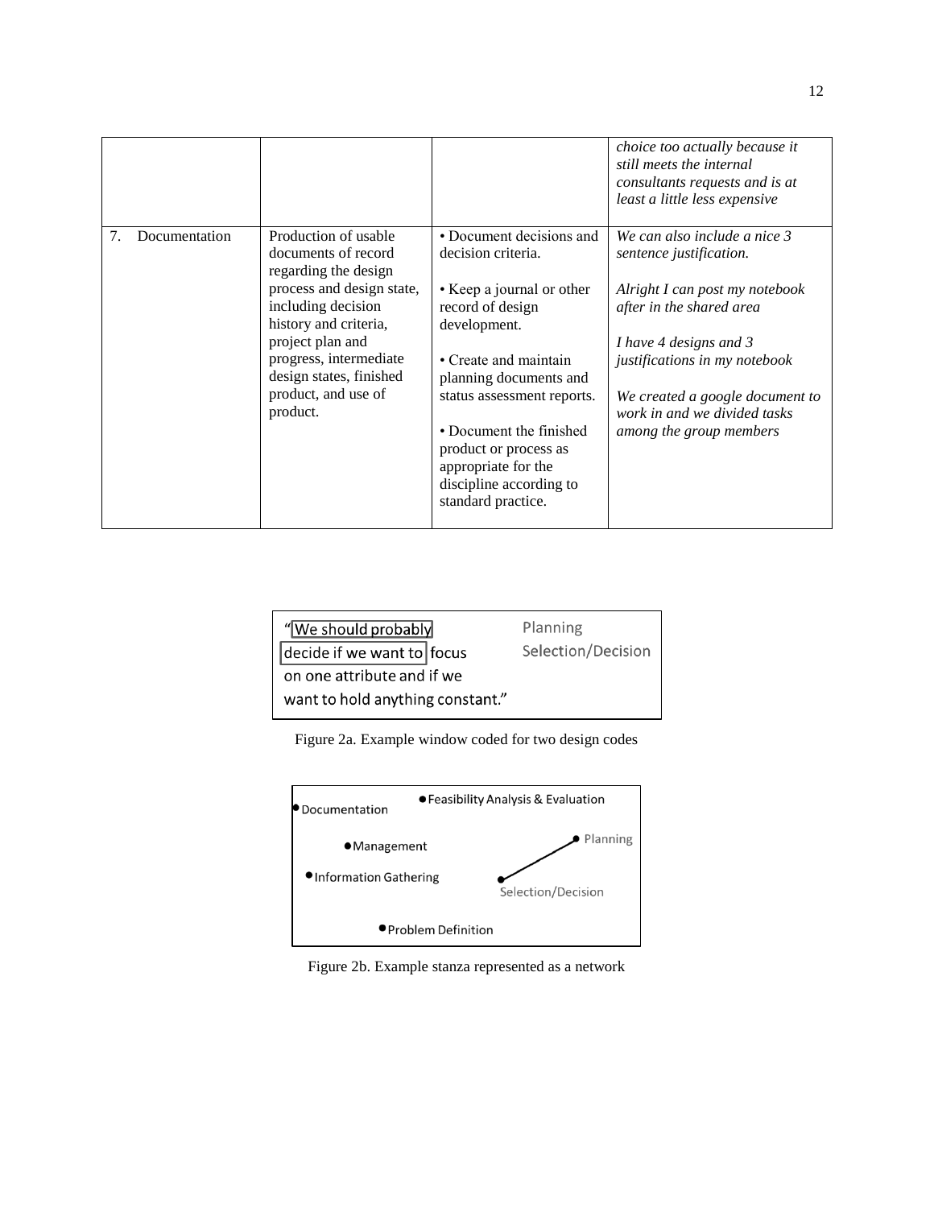| | | | |
|---|---|---|---|
| | | | *choice too actually because it still meets the internal consultants requests and is at least a little less expensive* |
| 7. Documentation | Production of usable documents of record regarding the design process and design state, including decision history and criteria, project plan and progress, intermediate design states, finished product, and use of product. | • Document decisions and decision criteria.<br><br>• Keep a journal or other record of design development.<br><br>• Create and maintain planning documents and status assessment reports.<br><br>• Document the finished product or process as appropriate for the discipline according to standard practice. | *We can also include a nice 3 sentence justification.*<br><br>*Alright I can post my notebook after in the shared area*<br><br>*I have 4 designs and 3 justifications in my notebook*<br><br>*We created a google document to work in and we divided tasks among the group members* |

"We should probably decide if we want to focus on one attribute and if we want to hold anything constant." — Planning, Selection/Decision

Figure 2a. Example window coded for two design codes

Documentation; Feasibility Analysis & Evaluation; Management; Planning; Information Gathering; Selection/Decision; Problem Definition

Figure 2b. Example stanza represented as a network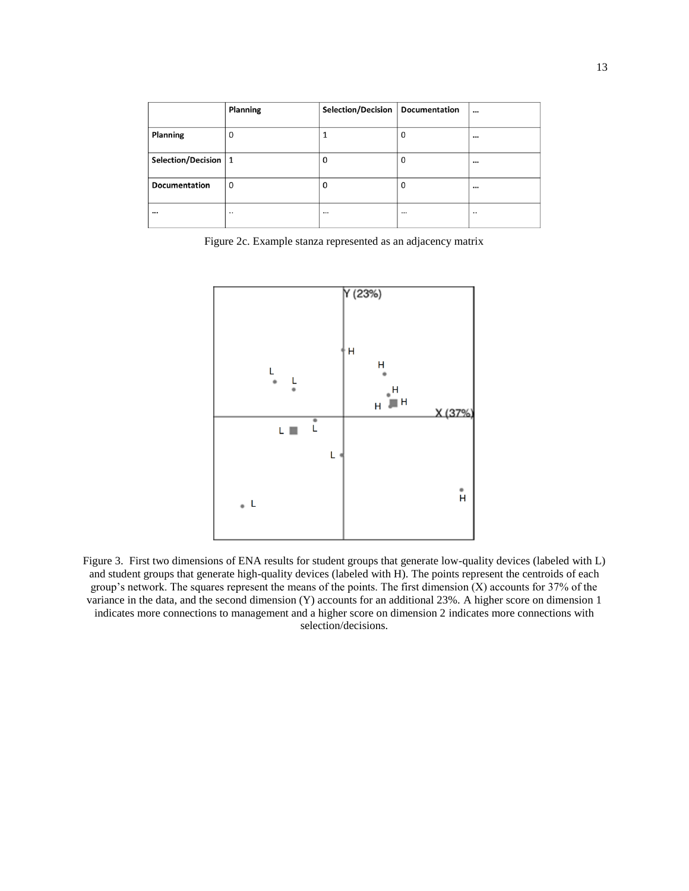| | Planning | Selection/Decision | Documentation | … |
|---|---|---|---|---|
| **Planning** | 0 | 1 | 0 | … |
| **Selection/Decision** | 1 | 0 | 0 | … |
| **Documentation** | 0 | 0 | 0 | … |
| **…** | .. | … | … | .. |

Figure 2c. Example stanza represented as an adjacency matrix

Figure 3. First two dimensions of ENA results for student groups that generate low-quality devices (labeled with L) and student groups that generate high-quality devices (labeled with H). The points represent the centroids of each group's network. The squares represent the means of the points. The first dimension (X) accounts for 37% of the variance in the data, and the second dimension (Y) accounts for an additional 23%. A higher score on dimension 1 indicates more connections to management and a higher score on dimension 2 indicates more connections with selection/decisions.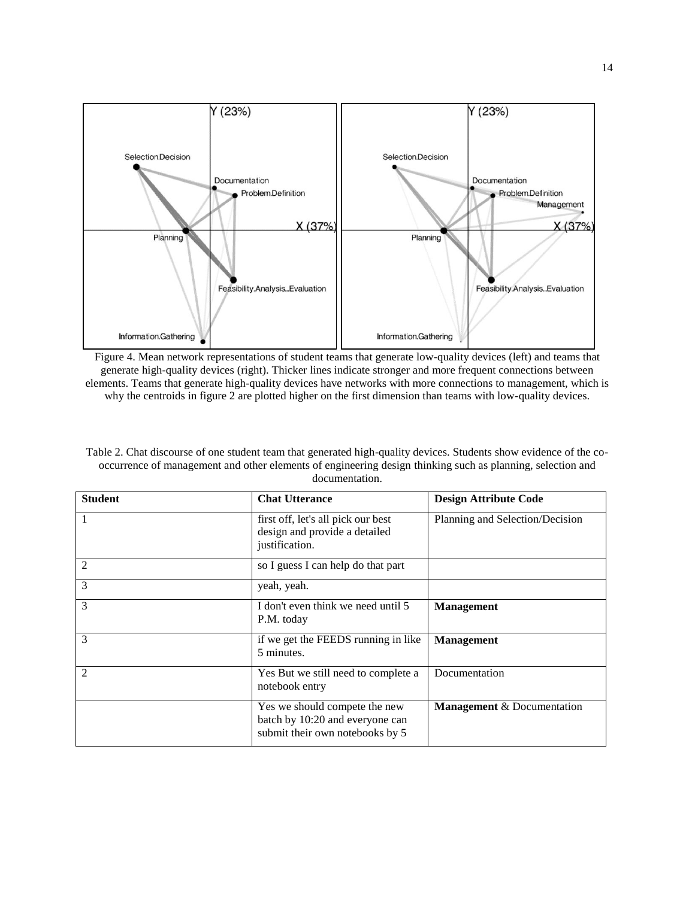Y (23%)

Selection.Decision

Documentation

Problem.Definition

X (37%)

Planning

Feasibility.Analysis..Evaluation

Information.Gathering

Y (23%)

Selection.Decision

Documentation

Problem.Definition

Management

X (37%)

Planning

Feasibility.Analysis..Evaluation

Information.Gathering

Figure 4. Mean network representations of student teams that generate low-quality devices (left) and teams that generate high-quality devices (right). Thicker lines indicate stronger and more frequent connections between elements. Teams that generate high-quality devices have networks with more connections to management, which is why the centroids in figure 2 are plotted higher on the first dimension than teams with low-quality devices.

Table 2. Chat discourse of one student team that generated high-quality devices. Students show evidence of the co-occurrence of management and other elements of engineering design thinking such as planning, selection and documentation.

| Student | Chat Utterance | Design Attribute Code |
|---|---|---|
| 1 | first off, let's all pick our best design and provide a detailed justification. | Planning and Selection/Decision |
| 2 | so I guess I can help do that part | |
| 3 | yeah, yeah. | |
| 3 | I don't even think we need until 5 P.M. today | **Management** |
| 3 | if we get the FEEDS running in like 5 minutes. | **Management** |
| 2 | Yes But we still need to complete a notebook entry | Documentation |
| | Yes we should compete the new batch by 10:20 and everyone can submit their own notebooks by 5 | **Management** & Documentation |